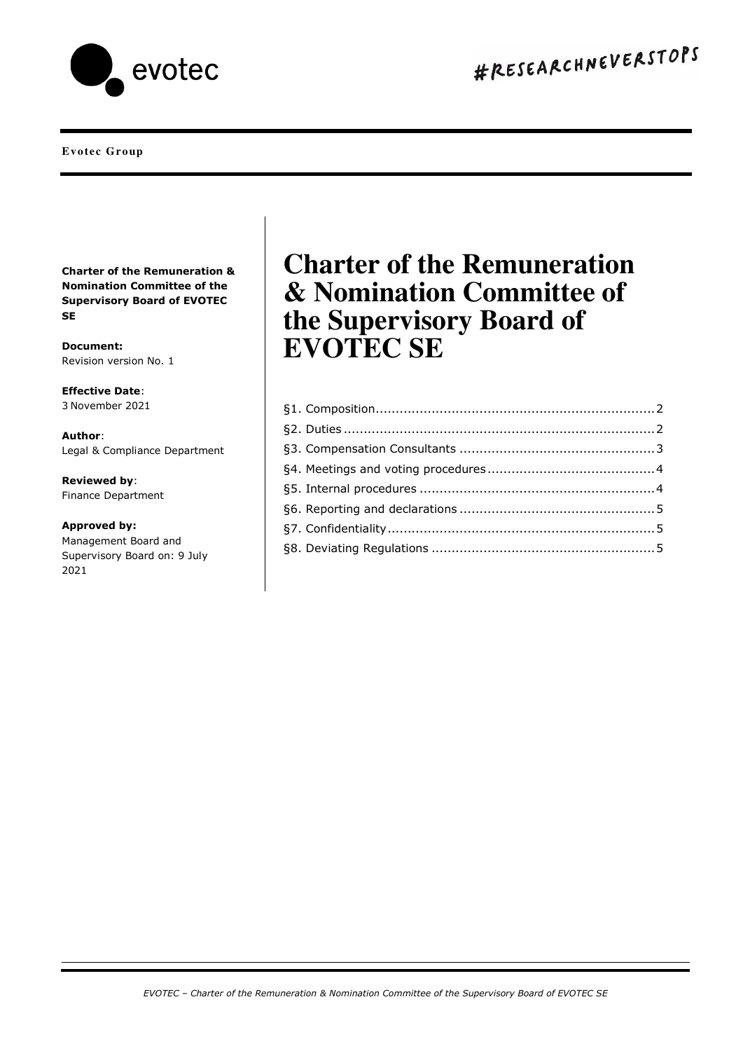**Evotec Group**

**Charter of the Remuneration & Nomination Committee of the Supervisory Board of EVOTEC SE**

**Document:**
Revision version No. 1

**Effective Date**:
3 November 2021

**Author**:
Legal & Compliance Department

**Reviewed by**:
Finance Department

**Approved by:**
Management Board and Supervisory Board on: 9 July 2021

# Charter of the Remuneration & Nomination Committee of the Supervisory Board of EVOTEC SE

§1. Composition .................................................................... 2
§2. Duties ............................................................................ 2
§3. Compensation Consultants ............................................... 3
§4. Meetings and voting procedures ....................................... 4
§5. Internal procedures ........................................................ 4
§6. Reporting and declarations .............................................. 5
§7. Confidentiality ................................................................ 5
§8. Deviating Regulations ..................................................... 5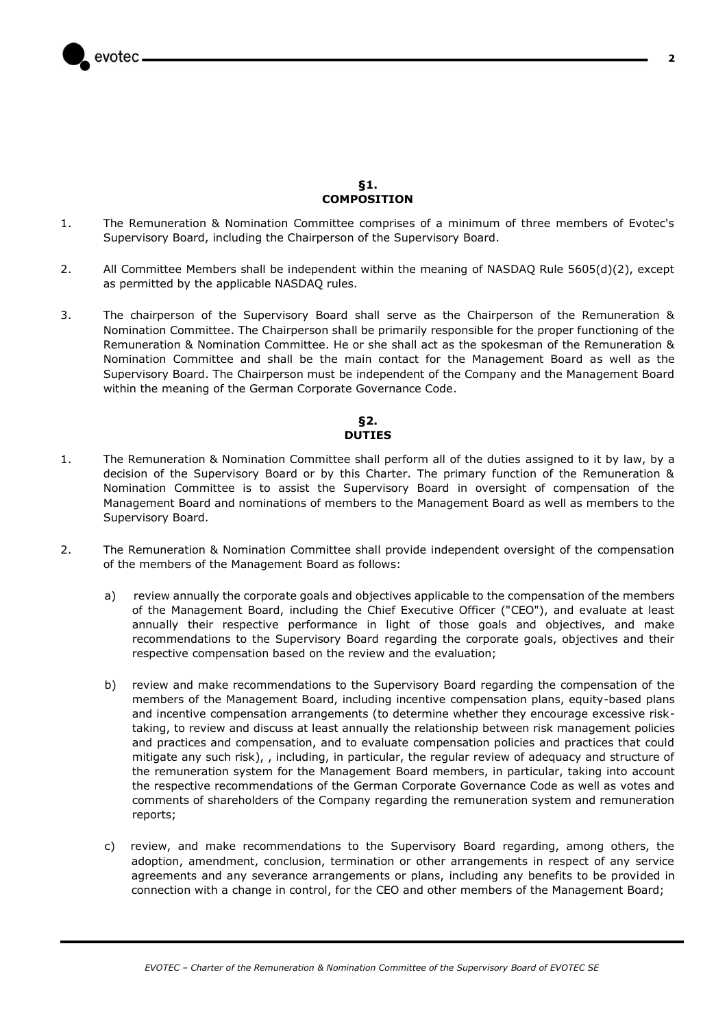## §1. COMPOSITION

1. The Remuneration & Nomination Committee comprises of a minimum of three members of Evotec's Supervisory Board, including the Chairperson of the Supervisory Board.

2. All Committee Members shall be independent within the meaning of NASDAQ Rule 5605(d)(2), except as permitted by the applicable NASDAQ rules.

3. The chairperson of the Supervisory Board shall serve as the Chairperson of the Remuneration & Nomination Committee. The Chairperson shall be primarily responsible for the proper functioning of the Remuneration & Nomination Committee. He or she shall act as the spokesman of the Remuneration & Nomination Committee and shall be the main contact for the Management Board as well as the Supervisory Board. The Chairperson must be independent of the Company and the Management Board within the meaning of the German Corporate Governance Code.

## §2. DUTIES

1. The Remuneration & Nomination Committee shall perform all of the duties assigned to it by law, by a decision of the Supervisory Board or by this Charter. The primary function of the Remuneration & Nomination Committee is to assist the Supervisory Board in oversight of compensation of the Management Board and nominations of members to the Management Board as well as members to the Supervisory Board.

2. The Remuneration & Nomination Committee shall provide independent oversight of the compensation of the members of the Management Board as follows:

   a) review annually the corporate goals and objectives applicable to the compensation of the members of the Management Board, including the Chief Executive Officer ("CEO"), and evaluate at least annually their respective performance in light of those goals and objectives, and make recommendations to the Supervisory Board regarding the corporate goals, objectives and their respective compensation based on the review and the evaluation;

   b) review and make recommendations to the Supervisory Board regarding the compensation of the members of the Management Board, including incentive compensation plans, equity-based plans and incentive compensation arrangements (to determine whether they encourage excessive risk-taking, to review and discuss at least annually the relationship between risk management policies and practices and compensation, and to evaluate compensation policies and practices that could mitigate any such risk), , including, in particular, the regular review of adequacy and structure of the remuneration system for the Management Board members, in particular, taking into account the respective recommendations of the German Corporate Governance Code as well as votes and comments of shareholders of the Company regarding the remuneration system and remuneration reports;

   c) review, and make recommendations to the Supervisory Board regarding, among others, the adoption, amendment, conclusion, termination or other arrangements in respect of any service agreements and any severance arrangements or plans, including any benefits to be provided in connection with a change in control, for the CEO and other members of the Management Board;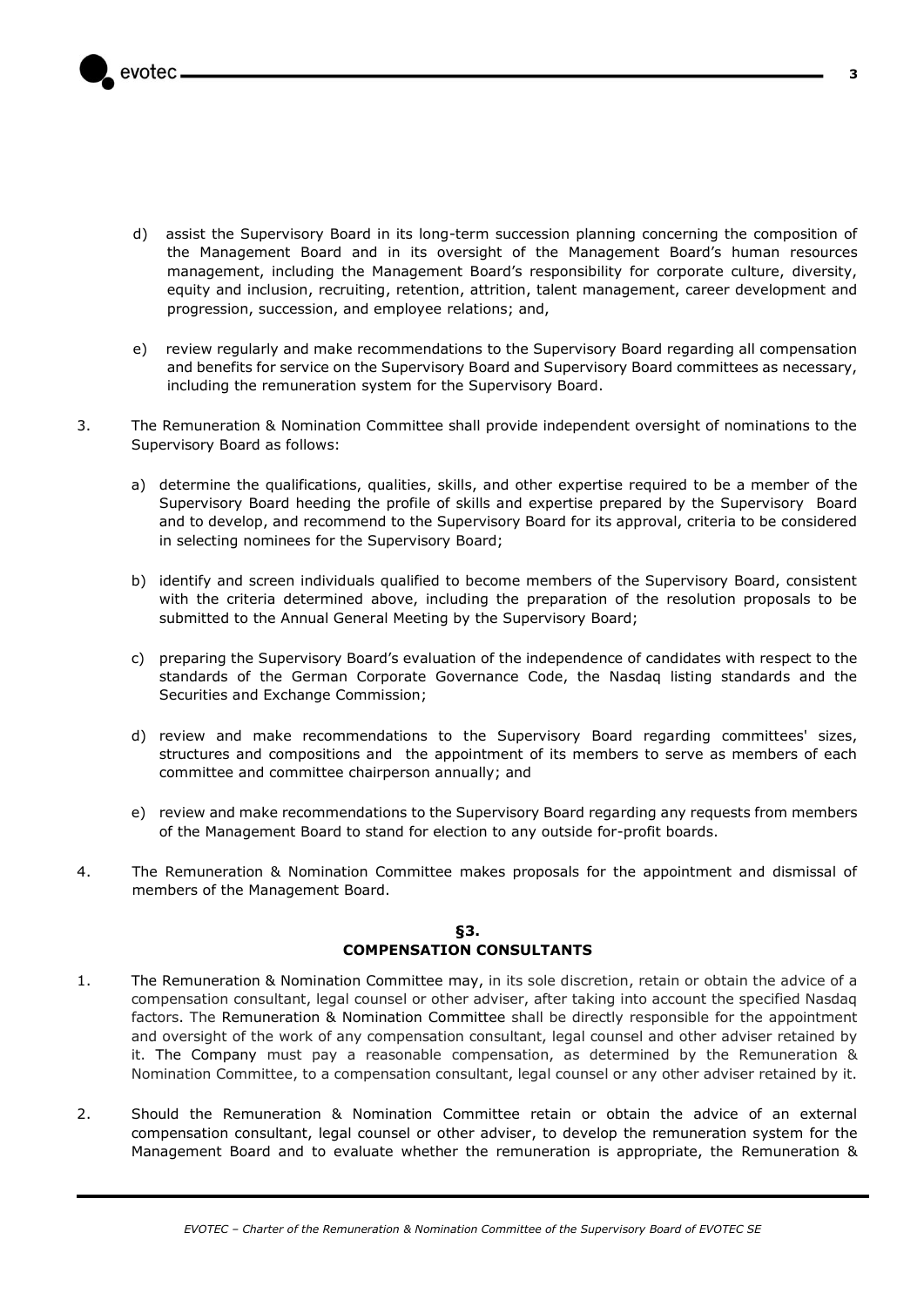d) assist the Supervisory Board in its long-term succession planning concerning the composition of the Management Board and in its oversight of the Management Board's human resources management, including the Management Board's responsibility for corporate culture, diversity, equity and inclusion, recruiting, retention, attrition, talent management, career development and progression, succession, and employee relations; and,

e) review regularly and make recommendations to the Supervisory Board regarding all compensation and benefits for service on the Supervisory Board and Supervisory Board committees as necessary, including the remuneration system for the Supervisory Board.

3. The Remuneration & Nomination Committee shall provide independent oversight of nominations to the Supervisory Board as follows:

   a) determine the qualifications, qualities, skills, and other expertise required to be a member of the Supervisory Board heeding the profile of skills and expertise prepared by the Supervisory Board and to develop, and recommend to the Supervisory Board for its approval, criteria to be considered in selecting nominees for the Supervisory Board;

   b) identify and screen individuals qualified to become members of the Supervisory Board, consistent with the criteria determined above, including the preparation of the resolution proposals to be submitted to the Annual General Meeting by the Supervisory Board;

   c) preparing the Supervisory Board's evaluation of the independence of candidates with respect to the standards of the German Corporate Governance Code, the Nasdaq listing standards and the Securities and Exchange Commission;

   d) review and make recommendations to the Supervisory Board regarding committees' sizes, structures and compositions and the appointment of its members to serve as members of each committee and committee chairperson annually; and

   e) review and make recommendations to the Supervisory Board regarding any requests from members of the Management Board to stand for election to any outside for-profit boards.

4. The Remuneration & Nomination Committee makes proposals for the appointment and dismissal of members of the Management Board.

## §3.
## COMPENSATION CONSULTANTS

1. The Remuneration & Nomination Committee may, in its sole discretion, retain or obtain the advice of a compensation consultant, legal counsel or other adviser, after taking into account the specified Nasdaq factors. The Remuneration & Nomination Committee shall be directly responsible for the appointment and oversight of the work of any compensation consultant, legal counsel and other adviser retained by it. The Company must pay a reasonable compensation, as determined by the Remuneration & Nomination Committee, to a compensation consultant, legal counsel or any other adviser retained by it.

2. Should the Remuneration & Nomination Committee retain or obtain the advice of an external compensation consultant, legal counsel or other adviser, to develop the remuneration system for the Management Board and to evaluate whether the remuneration is appropriate, the Remuneration &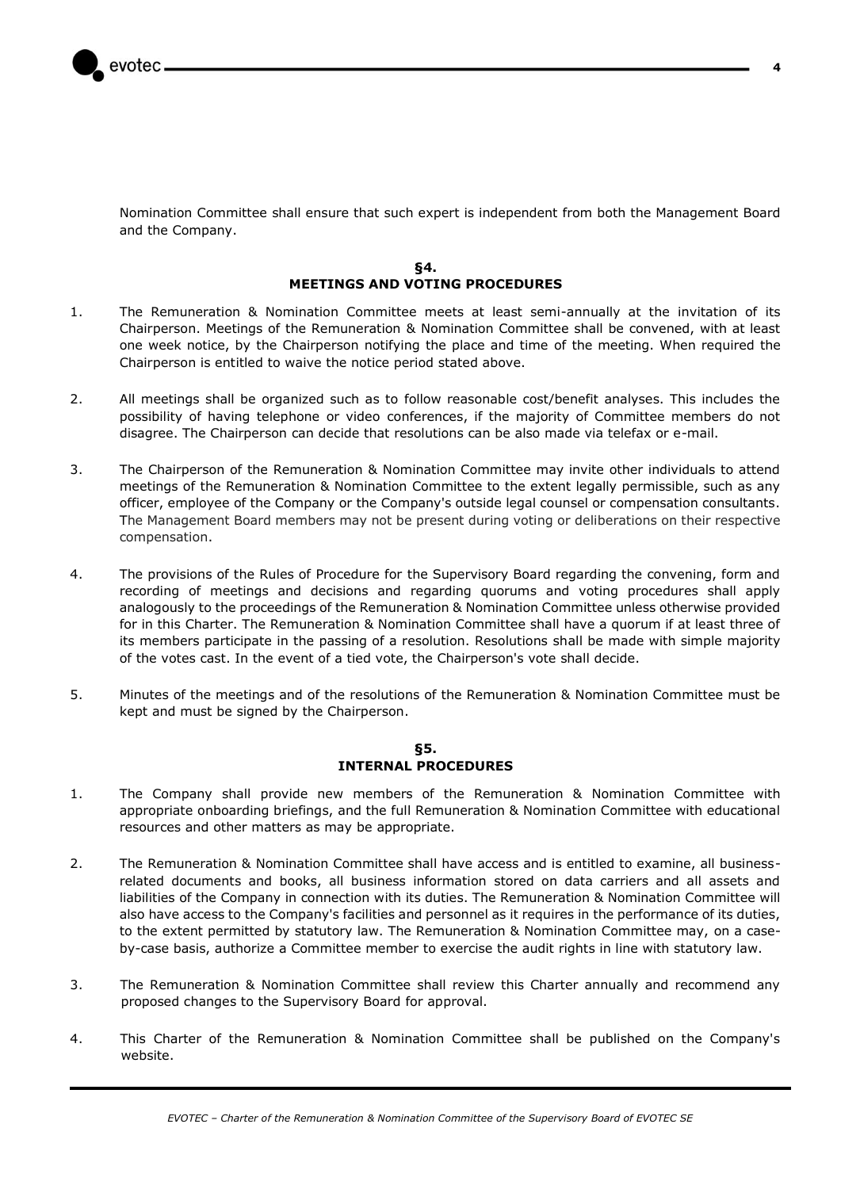Nomination Committee shall ensure that such expert is independent from both the Management Board and the Company.

## §4.
## MEETINGS AND VOTING PROCEDURES

1. The Remuneration & Nomination Committee meets at least semi-annually at the invitation of its Chairperson. Meetings of the Remuneration & Nomination Committee shall be convened, with at least one week notice, by the Chairperson notifying the place and time of the meeting. When required the Chairperson is entitled to waive the notice period stated above.

2. All meetings shall be organized such as to follow reasonable cost/benefit analyses. This includes the possibility of having telephone or video conferences, if the majority of Committee members do not disagree. The Chairperson can decide that resolutions can be also made via telefax or e-mail.

3. The Chairperson of the Remuneration & Nomination Committee may invite other individuals to attend meetings of the Remuneration & Nomination Committee to the extent legally permissible, such as any officer, employee of the Company or the Company's outside legal counsel or compensation consultants. The Management Board members may not be present during voting or deliberations on their respective compensation.

4. The provisions of the Rules of Procedure for the Supervisory Board regarding the convening, form and recording of meetings and decisions and regarding quorums and voting procedures shall apply analogously to the proceedings of the Remuneration & Nomination Committee unless otherwise provided for in this Charter. The Remuneration & Nomination Committee shall have a quorum if at least three of its members participate in the passing of a resolution. Resolutions shall be made with simple majority of the votes cast. In the event of a tied vote, the Chairperson's vote shall decide.

5. Minutes of the meetings and of the resolutions of the Remuneration & Nomination Committee must be kept and must be signed by the Chairperson.

## §5.
## INTERNAL PROCEDURES

1. The Company shall provide new members of the Remuneration & Nomination Committee with appropriate onboarding briefings, and the full Remuneration & Nomination Committee with educational resources and other matters as may be appropriate.

2. The Remuneration & Nomination Committee shall have access and is entitled to examine, all business-related documents and books, all business information stored on data carriers and all assets and liabilities of the Company in connection with its duties. The Remuneration & Nomination Committee will also have access to the Company's facilities and personnel as it requires in the performance of its duties, to the extent permitted by statutory law. The Remuneration & Nomination Committee may, on a case-by-case basis, authorize a Committee member to exercise the audit rights in line with statutory law.

3. The Remuneration & Nomination Committee shall review this Charter annually and recommend any proposed changes to the Supervisory Board for approval.

4. This Charter of the Remuneration & Nomination Committee shall be published on the Company's website.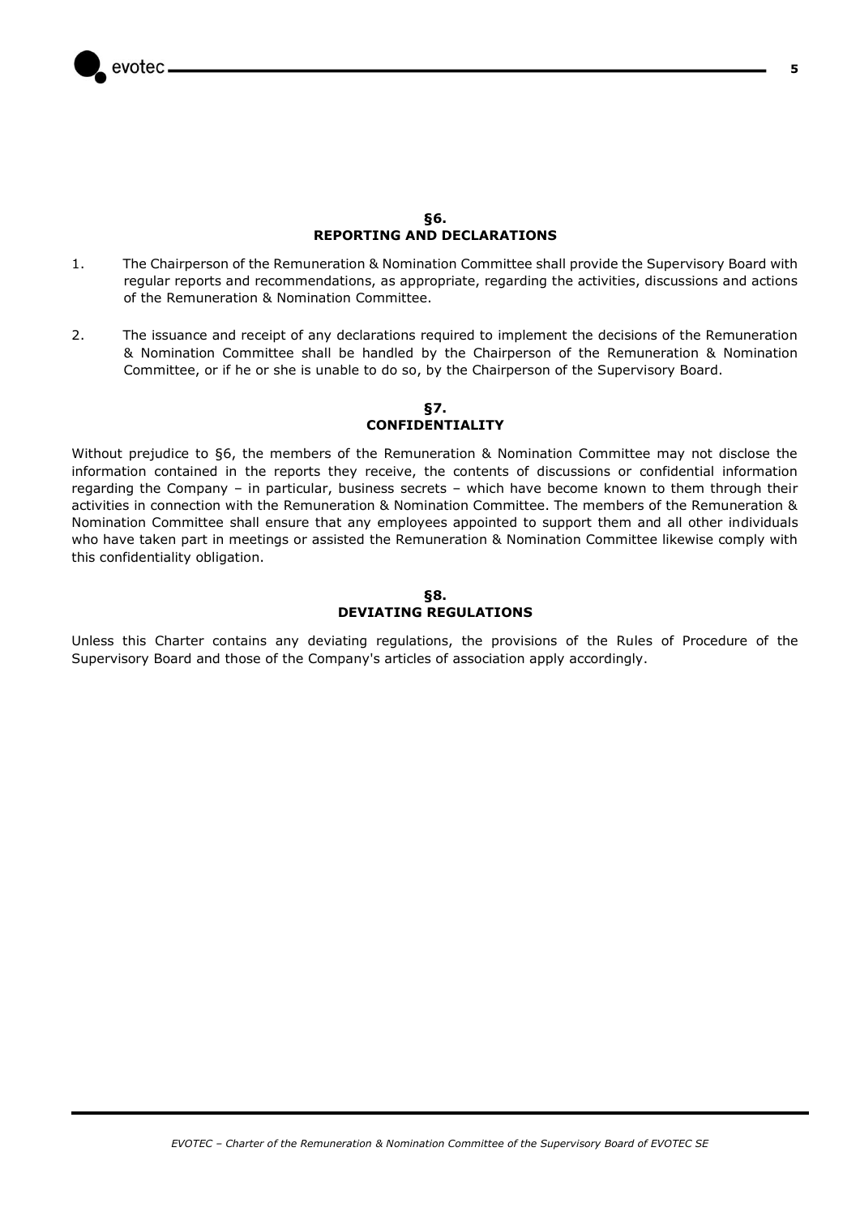## §6.
## REPORTING AND DECLARATIONS

1. The Chairperson of the Remuneration & Nomination Committee shall provide the Supervisory Board with regular reports and recommendations, as appropriate, regarding the activities, discussions and actions of the Remuneration & Nomination Committee.

2. The issuance and receipt of any declarations required to implement the decisions of the Remuneration & Nomination Committee shall be handled by the Chairperson of the Remuneration & Nomination Committee, or if he or she is unable to do so, by the Chairperson of the Supervisory Board.

## §7.
## CONFIDENTIALITY

Without prejudice to §6, the members of the Remuneration & Nomination Committee may not disclose the information contained in the reports they receive, the contents of discussions or confidential information regarding the Company – in particular, business secrets – which have become known to them through their activities in connection with the Remuneration & Nomination Committee. The members of the Remuneration & Nomination Committee shall ensure that any employees appointed to support them and all other individuals who have taken part in meetings or assisted the Remuneration & Nomination Committee likewise comply with this confidentiality obligation.

## §8.
## DEVIATING REGULATIONS

Unless this Charter contains any deviating regulations, the provisions of the Rules of Procedure of the Supervisory Board and those of the Company's articles of association apply accordingly.